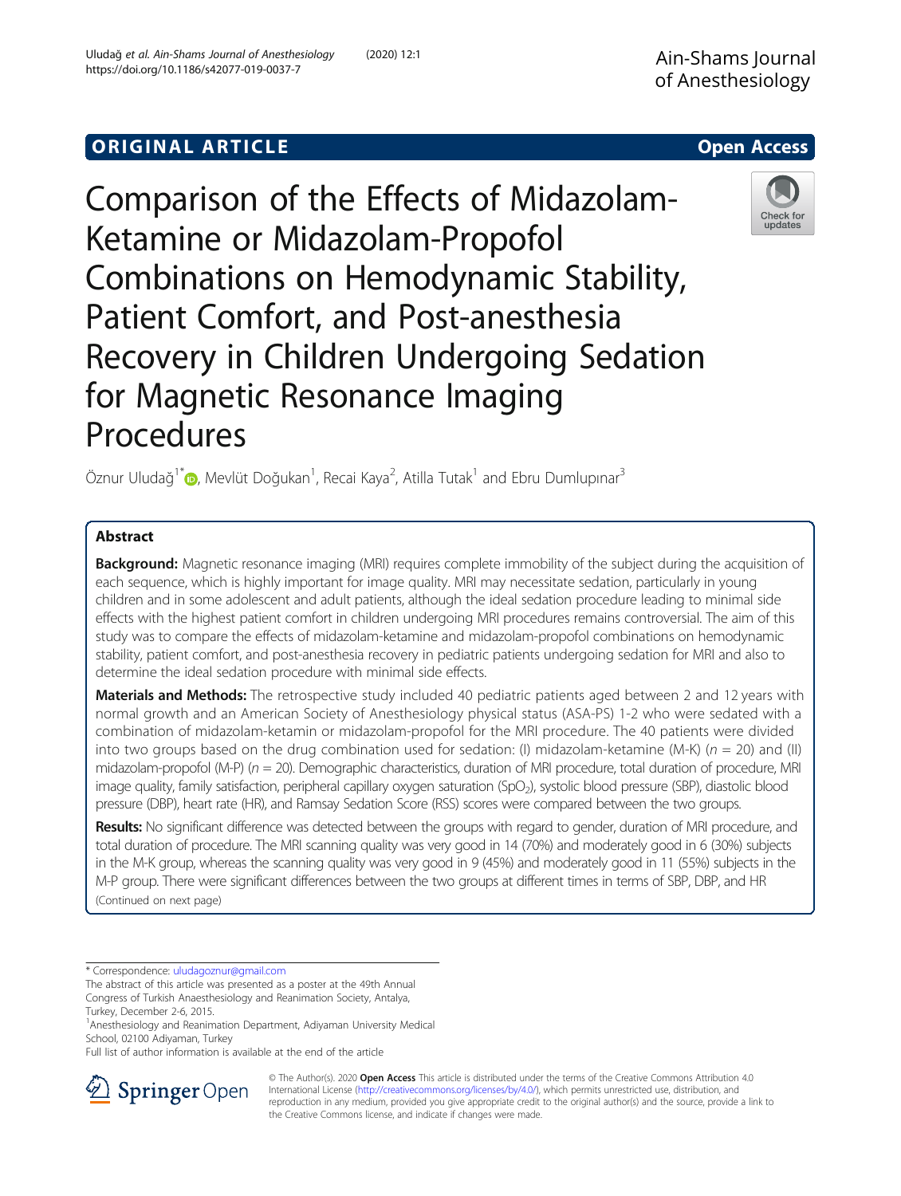ORIGINAL ARTICLE

Open Access

# Comparison of the Effects of Midazolam-Ketamine or Midazolam-Propofol Combinations on Hemodynamic Stability, Patient Comfort, and Post-anesthesia Recovery in Children Undergoing Sedation for Magnetic Resonance Imaging Procedures

Öznur Uludağ[1*], Mevlüt Doğukan[1], Recai Kaya[2], Atilla Tutak[1] and Ebru Dumlupınar[3]

## Abstract

**Background:** Magnetic resonance imaging (MRI) requires complete immobility of the subject during the acquisition of each sequence, which is highly important for image quality. MRI may necessitate sedation, particularly in young children and in some adolescent and adult patients, although the ideal sedation procedure leading to minimal side effects with the highest patient comfort in children undergoing MRI procedures remains controversial. The aim of this study was to compare the effects of midazolam-ketamine and midazolam-propofol combinations on hemodynamic stability, patient comfort, and post-anesthesia recovery in pediatric patients undergoing sedation for MRI and also to determine the ideal sedation procedure with minimal side effects.

**Materials and Methods:** The retrospective study included 40 pediatric patients aged between 2 and 12 years with normal growth and an American Society of Anesthesiology physical status (ASA-PS) 1-2 who were sedated with a combination of midazolam-ketamin or midazolam-propofol for the MRI procedure. The 40 patients were divided into two groups based on the drug combination used for sedation: (I) midazolam-ketamine (M-K) ($n$ = 20) and (II) midazolam-propofol (M-P) ($n$ = 20). Demographic characteristics, duration of MRI procedure, total duration of procedure, MRI image quality, family satisfaction, peripheral capillary oxygen saturation ($SpO_2$), systolic blood pressure (SBP), diastolic blood pressure (DBP), heart rate (HR), and Ramsay Sedation Score (RSS) scores were compared between the two groups.

**Results:** No significant difference was detected between the groups with regard to gender, duration of MRI procedure, and total duration of procedure. The MRI scanning quality was very good in 14 (70%) and moderately good in 6 (30%) subjects in the M-K group, whereas the scanning quality was very good in 9 (45%) and moderately good in 11 (55%) subjects in the M-P group. There were significant differences between the two groups at different times in terms of SBP, DBP, and HR

(Continued on next page)

\* Correspondence: uludagoznur@gmail.com

The abstract of this article was presented as a poster at the 49th Annual Congress of Turkish Anaesthesiology and Reanimation Society, Antalya, Turkey, December 2-6, 2015.

[1]Anesthesiology and Reanimation Department, Adiyaman University Medical School, 02100 Adiyaman, Turkey

Full list of author information is available at the end of the article

© The Author(s). 2020 **Open Access** This article is distributed under the terms of the Creative Commons Attribution 4.0 International License (http://creativecommons.org/licenses/by/4.0/), which permits unrestricted use, distribution, and reproduction in any medium, provided you give appropriate credit to the original author(s) and the source, provide a link to the Creative Commons license, and indicate if changes were made.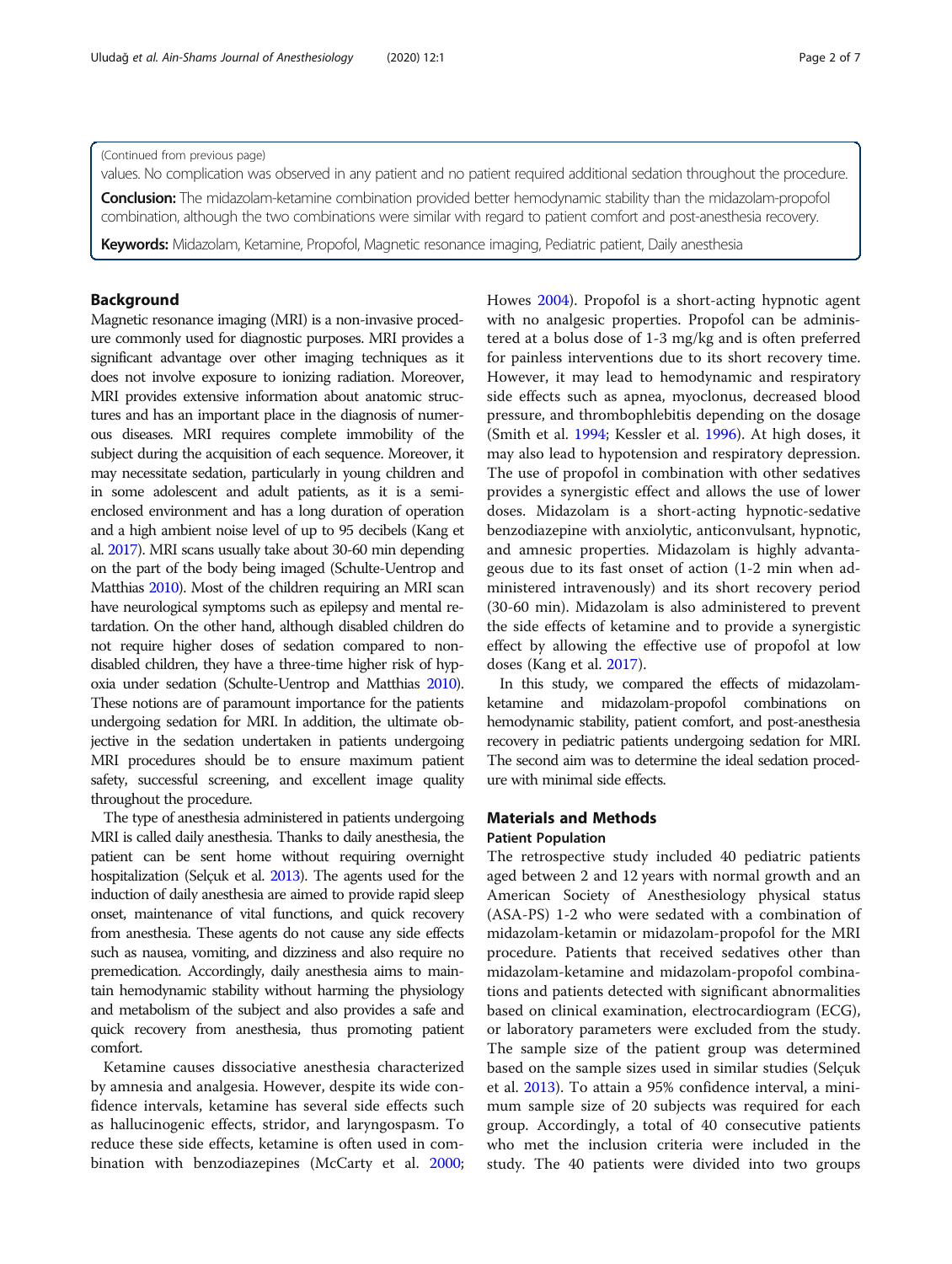(Continued from previous page)

values. No complication was observed in any patient and no patient required additional sedation throughout the procedure.

**Conclusion:** The midazolam-ketamine combination provided better hemodynamic stability than the midazolam-propofol combination, although the two combinations were similar with regard to patient comfort and post-anesthesia recovery.

**Keywords:** Midazolam, Ketamine, Propofol, Magnetic resonance imaging, Pediatric patient, Daily anesthesia

## Background

Magnetic resonance imaging (MRI) is a non-invasive procedure commonly used for diagnostic purposes. MRI provides a significant advantage over other imaging techniques as it does not involve exposure to ionizing radiation. Moreover, MRI provides extensive information about anatomic structures and has an important place in the diagnosis of numerous diseases. MRI requires complete immobility of the subject during the acquisition of each sequence. Moreover, it may necessitate sedation, particularly in young children and in some adolescent and adult patients, as it is a semi-enclosed environment and has a long duration of operation and a high ambient noise level of up to 95 decibels (Kang et al. 2017). MRI scans usually take about 30-60 min depending on the part of the body being imaged (Schulte-Uentrop and Matthias 2010). Most of the children requiring an MRI scan have neurological symptoms such as epilepsy and mental retardation. On the other hand, although disabled children do not require higher doses of sedation compared to non-disabled children, they have a three-time higher risk of hypoxia under sedation (Schulte-Uentrop and Matthias 2010). These notions are of paramount importance for the patients undergoing sedation for MRI. In addition, the ultimate objective in the sedation undertaken in patients undergoing MRI procedures should be to ensure maximum patient safety, successful screening, and excellent image quality throughout the procedure.

The type of anesthesia administered in patients undergoing MRI is called daily anesthesia. Thanks to daily anesthesia, the patient can be sent home without requiring overnight hospitalization (Selçuk et al. 2013). The agents used for the induction of daily anesthesia are aimed to provide rapid sleep onset, maintenance of vital functions, and quick recovery from anesthesia. These agents do not cause any side effects such as nausea, vomiting, and dizziness and also require no premedication. Accordingly, daily anesthesia aims to maintain hemodynamic stability without harming the physiology and metabolism of the subject and also provides a safe and quick recovery from anesthesia, thus promoting patient comfort.

Ketamine causes dissociative anesthesia characterized by amnesia and analgesia. However, despite its wide confidence intervals, ketamine has several side effects such as hallucinogenic effects, stridor, and laryngospasm. To reduce these side effects, ketamine is often used in combination with benzodiazepines (McCarty et al. 2000; Howes 2004). Propofol is a short-acting hypnotic agent with no analgesic properties. Propofol can be administered at a bolus dose of 1-3 mg/kg and is often preferred for painless interventions due to its short recovery time. However, it may lead to hemodynamic and respiratory side effects such as apnea, myoclonus, decreased blood pressure, and thrombophlebitis depending on the dosage (Smith et al. 1994; Kessler et al. 1996). At high doses, it may also lead to hypotension and respiratory depression. The use of propofol in combination with other sedatives provides a synergistic effect and allows the use of lower doses. Midazolam is a short-acting hypnotic-sedative benzodiazepine with anxiolytic, anticonvulsant, hypnotic, and amnesic properties. Midazolam is highly advantageous due to its fast onset of action (1-2 min when administered intravenously) and its short recovery period (30-60 min). Midazolam is also administered to prevent the side effects of ketamine and to provide a synergistic effect by allowing the effective use of propofol at low doses (Kang et al. 2017).

In this study, we compared the effects of midazolam-ketamine and midazolam-propofol combinations on hemodynamic stability, patient comfort, and post-anesthesia recovery in pediatric patients undergoing sedation for MRI. The second aim was to determine the ideal sedation procedure with minimal side effects.

## Materials and Methods

### Patient Population

The retrospective study included 40 pediatric patients aged between 2 and 12 years with normal growth and an American Society of Anesthesiology physical status (ASA-PS) 1-2 who were sedated with a combination of midazolam-ketamin or midazolam-propofol for the MRI procedure. Patients that received sedatives other than midazolam-ketamine and midazolam-propofol combinations and patients detected with significant abnormalities based on clinical examination, electrocardiogram (ECG), or laboratory parameters were excluded from the study. The sample size of the patient group was determined based on the sample sizes used in similar studies (Selçuk et al. 2013). To attain a 95% confidence interval, a minimum sample size of 20 subjects was required for each group. Accordingly, a total of 40 consecutive patients who met the inclusion criteria were included in the study. The 40 patients were divided into two groups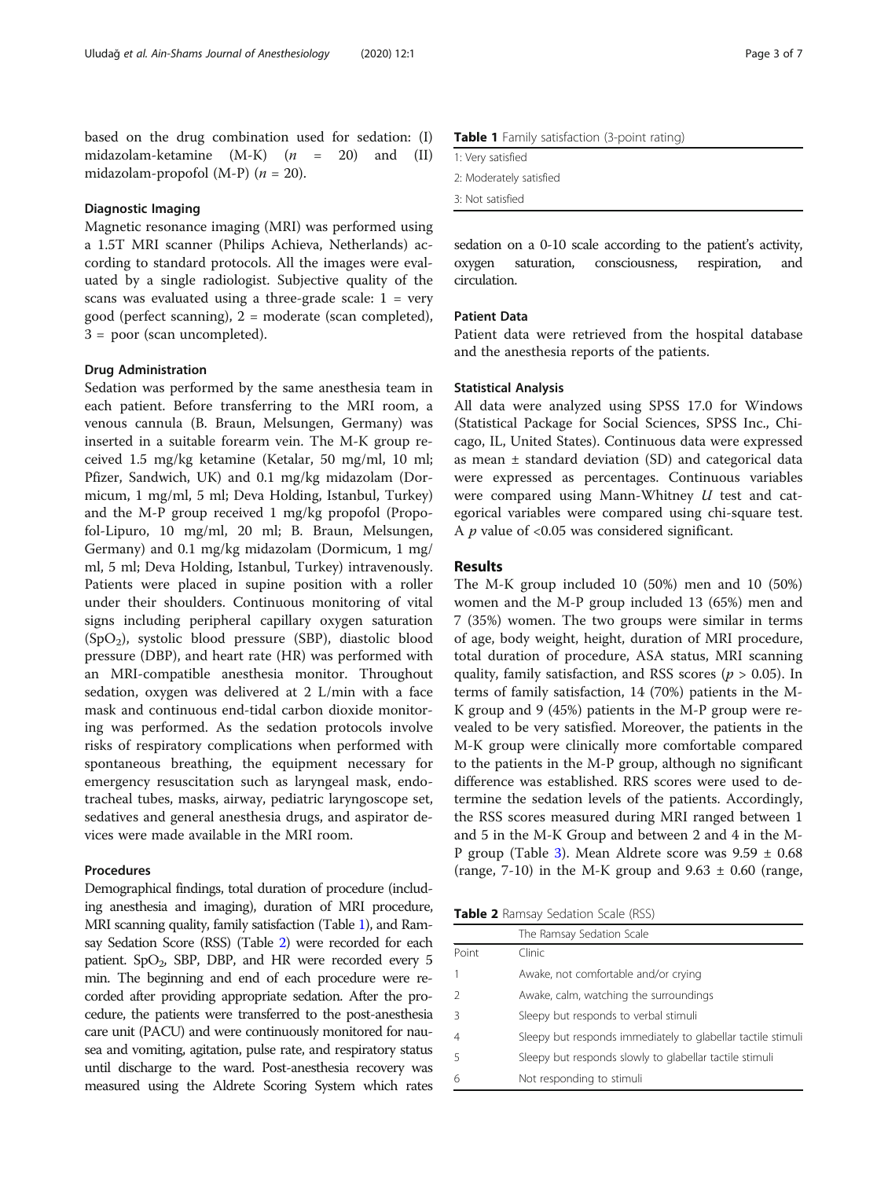based on the drug combination used for sedation: (I) midazolam-ketamine (M-K) ($n$ = 20) and (II) midazolam-propofol (M-P) ($n$ = 20).

### Diagnostic Imaging

Magnetic resonance imaging (MRI) was performed using a 1.5T MRI scanner (Philips Achieva, Netherlands) according to standard protocols. All the images were evaluated by a single radiologist. Subjective quality of the scans was evaluated using a three-grade scale: 1 = very good (perfect scanning), 2 = moderate (scan completed), 3 = poor (scan uncompleted).

### Drug Administration

Sedation was performed by the same anesthesia team in each patient. Before transferring to the MRI room, a venous cannula (B. Braun, Melsungen, Germany) was inserted in a suitable forearm vein. The M-K group received 1.5 mg/kg ketamine (Ketalar, 50 mg/ml, 10 ml; Pfizer, Sandwich, UK) and 0.1 mg/kg midazolam (Dormicum, 1 mg/ml, 5 ml; Deva Holding, Istanbul, Turkey) and the M-P group received 1 mg/kg propofol (Propofol-Lipuro, 10 mg/ml, 20 ml; B. Braun, Melsungen, Germany) and 0.1 mg/kg midazolam (Dormicum, 1 mg/ml, 5 ml; Deva Holding, Istanbul, Turkey) intravenously. Patients were placed in supine position with a roller under their shoulders. Continuous monitoring of vital signs including peripheral capillary oxygen saturation ($SpO_2$), systolic blood pressure (SBP), diastolic blood pressure (DBP), and heart rate (HR) was performed with an MRI-compatible anesthesia monitor. Throughout sedation, oxygen was delivered at 2 L/min with a face mask and continuous end-tidal carbon dioxide monitoring was performed. As the sedation protocols involve risks of respiratory complications when performed with spontaneous breathing, the equipment necessary for emergency resuscitation such as laryngeal mask, endotracheal tubes, masks, airway, pediatric laryngoscope set, sedatives and general anesthesia drugs, and aspirator devices were made available in the MRI room.

### Procedures

Demographical findings, total duration of procedure (including anesthesia and imaging), duration of MRI procedure, MRI scanning quality, family satisfaction (Table 1), and Ramsay Sedation Score (RSS) (Table 2) were recorded for each patient. $SpO_2$, SBP, DBP, and HR were recorded every 5 min. The beginning and end of each procedure were recorded after providing appropriate sedation. After the procedure, the patients were transferred to the post-anesthesia care unit (PACU) and were continuously monitored for nausea and vomiting, agitation, pulse rate, and respiratory status until discharge to the ward. Post-anesthesia recovery was measured using the Aldrete Scoring System which rates sedation on a 0-10 scale according to the patient's activity, oxygen saturation, consciousness, respiration, and circulation.

**Table 1** Family satisfaction (3-point rating)

| |
|---|
| 1: Very satisfied |
| 2: Moderately satisfied |
| 3: Not satisfied |

### Patient Data

Patient data were retrieved from the hospital database and the anesthesia reports of the patients.

### Statistical Analysis

All data were analyzed using SPSS 17.0 for Windows (Statistical Package for Social Sciences, SPSS Inc., Chicago, IL, United States). Continuous data were expressed as mean ± standard deviation (SD) and categorical data were expressed as percentages. Continuous variables were compared using Mann-Whitney $U$ test and categorical variables were compared using chi-square test. A $p$ value of <0.05 was considered significant.

## Results

The M-K group included 10 (50%) men and 10 (50%) women and the M-P group included 13 (65%) men and 7 (35%) women. The two groups were similar in terms of age, body weight, height, duration of MRI procedure, total duration of procedure, ASA status, MRI scanning quality, family satisfaction, and RSS scores ($p > 0.05$). In terms of family satisfaction, 14 (70%) patients in the M-K group and 9 (45%) patients in the M-P group were revealed to be very satisfied. Moreover, the patients in the M-K group were clinically more comfortable compared to the patients in the M-P group, although no significant difference was established. RRS scores were used to determine the sedation levels of the patients. Accordingly, the RSS scores measured during MRI ranged between 1 and 5 in the M-K Group and between 2 and 4 in the M-P group (Table 3). Mean Aldrete score was 9.59 ± 0.68 (range, 7-10) in the M-K group and 9.63 ± 0.60 (range,

**Table 2** Ramsay Sedation Scale (RSS)

| | The Ramsay Sedation Scale |
|---|---|
| Point | Clinic |
| 1 | Awake, not comfortable and/or crying |
| 2 | Awake, calm, watching the surroundings |
| 3 | Sleepy but responds to verbal stimuli |
| 4 | Sleepy but responds immediately to glabellar tactile stimuli |
| 5 | Sleepy but responds slowly to glabellar tactile stimuli |
| 6 | Not responding to stimuli |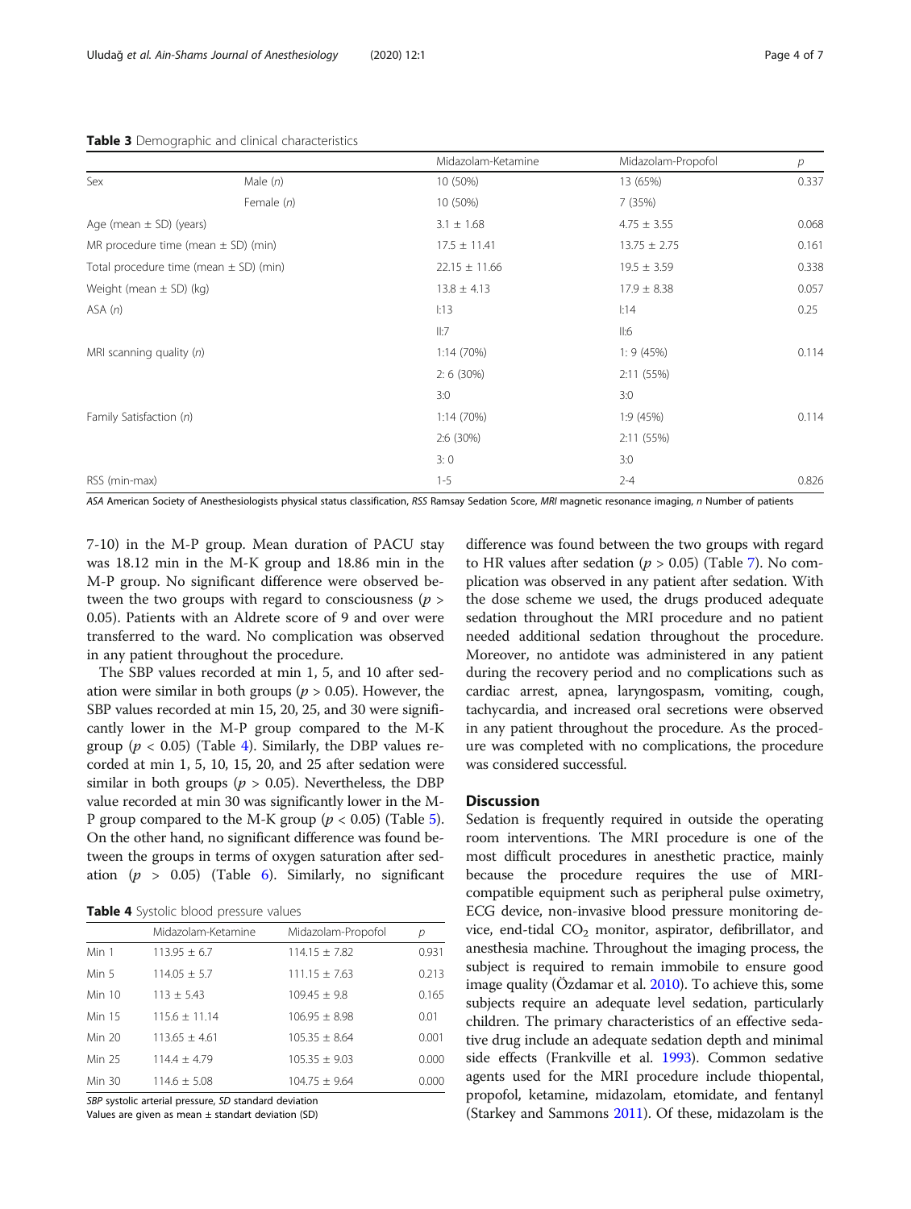**Table 3** Demographic and clinical characteristics

| | | Midazolam-Ketamine | Midazolam-Propofol | *p* |
|---|---|---|---|---|
| Sex | Male (*n*) | 10 (50%) | 13 (65%) | 0.337 |
| | Female (*n*) | 10 (50%) | 7 (35%) | |
| Age (mean ± SD) (years) | | 3.1 ± 1.68 | 4.75 ± 3.55 | 0.068 |
| MR procedure time (mean ± SD) (min) | | 17.5 ± 11.41 | 13.75 ± 2.75 | 0.161 |
| Total procedure time (mean ± SD) (min) | | 22.15 ± 11.66 | 19.5 ± 3.59 | 0.338 |
| Weight (mean ± SD) (kg) | | 13.8 ± 4.13 | 17.9 ± 8.38 | 0.057 |
| ASA (*n*) | | I:13 | I:14 | 0.25 |
| | | II:7 | II:6 | |
| MRI scanning quality (*n*) | | 1:14 (70%) | 1: 9 (45%) | 0.114 |
| | | 2: 6 (30%) | 2:11 (55%) | |
| | | 3:0 | 3:0 | |
| Family Satisfaction (*n*) | | 1:14 (70%) | 1:9 (45%) | 0.114 |
| | | 2:6 (30%) | 2:11 (55%) | |
| | | 3: 0 | 3:0 | |
| RSS (min-max) | | 1-5 | 2-4 | 0.826 |

*ASA* American Society of Anesthesiologists physical status classification, *RSS* Ramsay Sedation Score, *MRI* magnetic resonance imaging, *n* Number of patients

7-10) in the M-P group. Mean duration of PACU stay was 18.12 min in the M-K group and 18.86 min in the M-P group. No significant difference were observed between the two groups with regard to consciousness ($p > 0.05$). Patients with an Aldrete score of 9 and over were transferred to the ward. No complication was observed in any patient throughout the procedure.

The SBP values recorded at min 1, 5, and 10 after sedation were similar in both groups ($p > 0.05$). However, the SBP values recorded at min 15, 20, 25, and 30 were significantly lower in the M-P group compared to the M-K group ($p < 0.05$) (Table 4). Similarly, the DBP values recorded at min 1, 5, 10, 15, 20, and 25 after sedation were similar in both groups ($p > 0.05$). Nevertheless, the DBP value recorded at min 30 was significantly lower in the M-P group compared to the M-K group ($p < 0.05$) (Table 5). On the other hand, no significant difference was found between the groups in terms of oxygen saturation after sedation ($p > 0.05$) (Table 6). Similarly, no significant difference was found between the two groups with regard to HR values after sedation ($p > 0.05$) (Table 7). No complication was observed in any patient after sedation. With the dose scheme we used, the drugs produced adequate sedation throughout the MRI procedure and no patient needed additional sedation throughout the procedure. Moreover, no antidote was administered in any patient during the recovery period and no complications such as cardiac arrest, apnea, laryngospasm, vomiting, cough, tachycardia, and increased oral secretions were observed in any patient throughout the procedure. As the procedure was completed with no complications, the procedure was considered successful.

**Table 4** Systolic blood pressure values

| | Midazolam-Ketamine | Midazolam-Propofol | *p* |
|---|---|---|---|
| Min 1 | 113.95 ± 6.7 | 114.15 ± 7.82 | 0.931 |
| Min 5 | 114.05 ± 5.7 | 111.15 ± 7.63 | 0.213 |
| Min 10 | 113 ± 5.43 | 109.45 ± 9.8 | 0.165 |
| Min 15 | 115.6 ± 11.14 | 106.95 ± 8.98 | 0.01 |
| Min 20 | 113.65 ± 4.61 | 105.35 ± 8.64 | 0.001 |
| Min 25 | 114.4 ± 4.79 | 105.35 ± 9.03 | 0.000 |
| Min 30 | 114.6 ± 5.08 | 104.75 ± 9.64 | 0.000 |

*SBP* systolic arterial pressure, *SD* standard deviation
Values are given as mean ± standart deviation (SD)

## Discussion

Sedation is frequently required in outside the operating room interventions. The MRI procedure is one of the most difficult procedures in anesthetic practice, mainly because the procedure requires the use of MRI-compatible equipment such as peripheral pulse oximetry, ECG device, non-invasive blood pressure monitoring device, end-tidal $CO_2$ monitor, aspirator, defibrillator, and anesthesia machine. Throughout the imaging process, the subject is required to remain immobile to ensure good image quality (Özdamar et al. 2010). To achieve this, some subjects require an adequate level sedation, particularly children. The primary characteristics of an effective sedative drug include an adequate sedation depth and minimal side effects (Frankville et al. 1993). Common sedative agents used for the MRI procedure include thiopental, propofol, ketamine, midazolam, etomidate, and fentanyl (Starkey and Sammons 2011). Of these, midazolam is the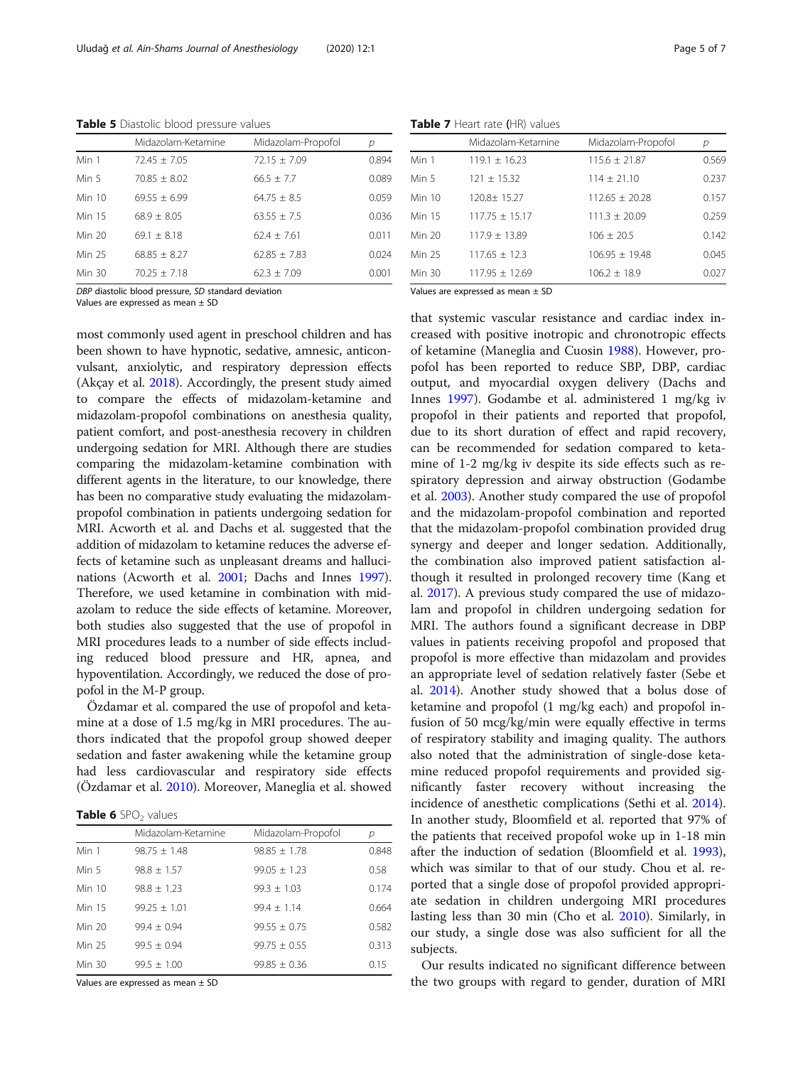**Table 5** Diastolic blood pressure values

| | Midazolam-Ketamine | Midazolam-Propofol | p |
|---|---|---|---|
| Min 1 | 72.45 ± 7.05 | 72.15 ± 7.09 | 0.894 |
| Min 5 | 70.85 ± 8.02 | 66.5 ± 7.7 | 0.089 |
| Min 10 | 69.55 ± 6.99 | 64.75 ± 8.5 | 0.059 |
| Min 15 | 68.9 ± 8.05 | 63.55 ± 7.5 | 0.036 |
| Min 20 | 69.1 ± 8.18 | 62.4 ± 7.61 | 0.011 |
| Min 25 | 68.85 ± 8.27 | 62.85 ± 7.83 | 0.024 |
| Min 30 | 70.25 ± 7.18 | 62.3 ± 7.09 | 0.001 |

*DBP* diastolic blood pressure, *SD* standard deviation
Values are expressed as mean ± SD

most commonly used agent in preschool children and has been shown to have hypnotic, sedative, amnesic, anticonvulsant, anxiolytic, and respiratory depression effects (Akçay et al. 2018). Accordingly, the present study aimed to compare the effects of midazolam-ketamine and midazolam-propofol combinations on anesthesia quality, patient comfort, and post-anesthesia recovery in children undergoing sedation for MRI. Although there are studies comparing the midazolam-ketamine combination with different agents in the literature, to our knowledge, there has been no comparative study evaluating the midazolam-propofol combination in patients undergoing sedation for MRI. Acworth et al. and Dachs et al. suggested that the addition of midazolam to ketamine reduces the adverse effects of ketamine such as unpleasant dreams and hallucinations (Acworth et al. 2001; Dachs and Innes 1997). Therefore, we used ketamine in combination with midazolam to reduce the side effects of ketamine. Moreover, both studies also suggested that the use of propofol in MRI procedures leads to a number of side effects including reduced blood pressure and HR, apnea, and hypoventilation. Accordingly, we reduced the dose of propofol in the M-P group.

Özdamar et al. compared the use of propofol and ketamine at a dose of 1.5 mg/kg in MRI procedures. The authors indicated that the propofol group showed deeper sedation and faster awakening while the ketamine group had less cardiovascular and respiratory side effects (Özdamar et al. 2010). Moreover, Maneglia et al. showed

**Table 6** $SPO_2$ values

| | Midazolam-Ketamine | Midazolam-Propofol | p |
|---|---|---|---|
| Min 1 | 98.75 ± 1.48 | 98.85 ± 1.78 | 0.848 |
| Min 5 | 98.8 ± 1.57 | 99.05 ± 1.23 | 0.58 |
| Min 10 | 98.8 ± 1.23 | 99.3 ± 1.03 | 0.174 |
| Min 15 | 99.25 ± 1.01 | 99.4 ± 1.14 | 0.664 |
| Min 20 | 99.4 ± 0.94 | 99.55 ± 0.75 | 0.582 |
| Min 25 | 99.5 ± 0.94 | 99.75 ± 0.55 | 0.313 |
| Min 30 | 99.5 ± 1.00 | 99.85 ± 0.36 | 0.15 |

Values are expressed as mean ± SD

**Table 7** Heart rate (HR) values

| | Midazolam-Ketamine | Midazolam-Propofol | p |
|---|---|---|---|
| Min 1 | 119.1 ± 16.23 | 115.6 ± 21.87 | 0.569 |
| Min 5 | 121 ± 15.32 | 114 ± 21.10 | 0.237 |
| Min 10 | 120.8± 15.27 | 112.65 ± 20.28 | 0.157 |
| Min 15 | 117.75 ± 15.17 | 111.3 ± 20.09 | 0.259 |
| Min 20 | 117.9 ± 13.89 | 106 ± 20.5 | 0.142 |
| Min 25 | 117.65 ± 12.3 | 106.95 ± 19.48 | 0.045 |
| Min 30 | 117.95 ± 12.69 | 106.2 ± 18.9 | 0.027 |

Values are expressed as mean ± SD

that systemic vascular resistance and cardiac index increased with positive inotropic and chronotropic effects of ketamine (Maneglia and Cuosin 1988). However, propofol has been reported to reduce SBP, DBP, cardiac output, and myocardial oxygen delivery (Dachs and Innes 1997). Godambe et al. administered 1 mg/kg iv propofol in their patients and reported that propofol, due to its short duration of effect and rapid recovery, can be recommended for sedation compared to ketamine of 1-2 mg/kg iv despite its side effects such as respiratory depression and airway obstruction (Godambe et al. 2003). Another study compared the use of propofol and the midazolam-propofol combination and reported that the midazolam-propofol combination provided drug synergy and deeper and longer sedation. Additionally, the combination also improved patient satisfaction although it resulted in prolonged recovery time (Kang et al. 2017). A previous study compared the use of midazolam and propofol in children undergoing sedation for MRI. The authors found a significant decrease in DBP values in patients receiving propofol and proposed that propofol is more effective than midazolam and provides an appropriate level of sedation relatively faster (Sebe et al. 2014). Another study showed that a bolus dose of ketamine and propofol (1 mg/kg each) and propofol infusion of 50 mcg/kg/min were equally effective in terms of respiratory stability and imaging quality. The authors also noted that the administration of single-dose ketamine reduced propofol requirements and provided significantly faster recovery without increasing the incidence of anesthetic complications (Sethi et al. 2014). In another study, Bloomfield et al. reported that 97% of the patients that received propofol woke up in 1-18 min after the induction of sedation (Bloomfield et al. 1993), which was similar to that of our study. Chou et al. reported that a single dose of propofol provided appropriate sedation in children undergoing MRI procedures lasting less than 30 min (Cho et al. 2010). Similarly, in our study, a single dose was also sufficient for all the subjects.

Our results indicated no significant difference between the two groups with regard to gender, duration of MRI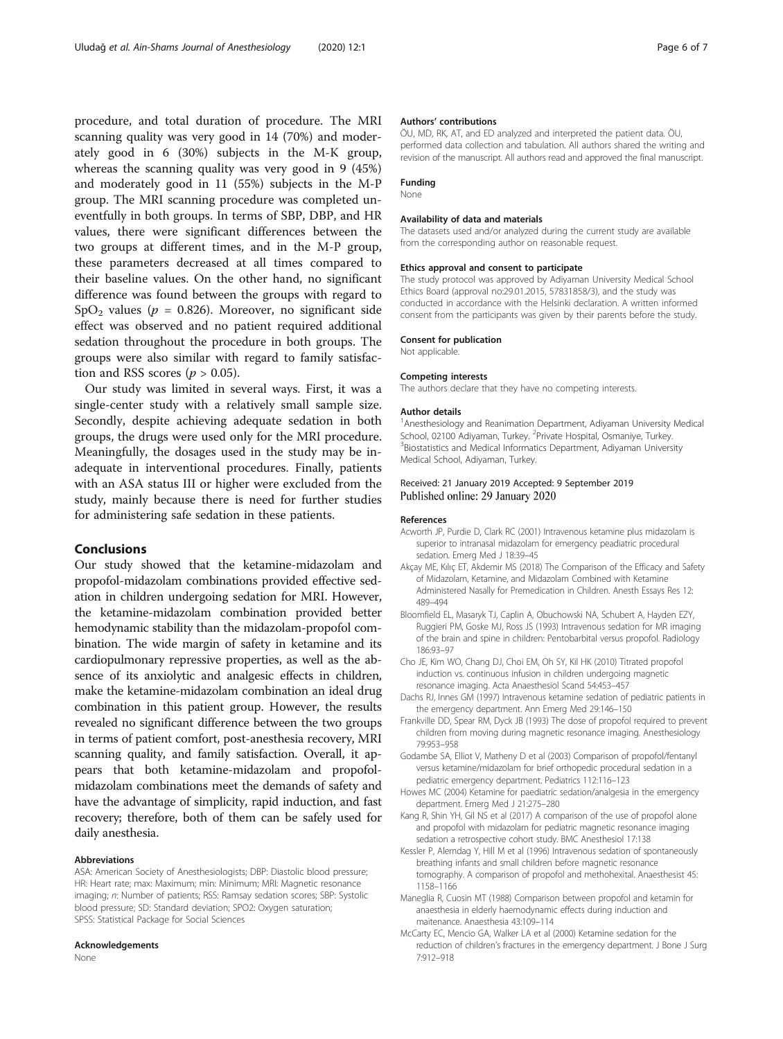procedure, and total duration of procedure. The MRI scanning quality was very good in 14 (70%) and moderately good in 6 (30%) subjects in the M-K group, whereas the scanning quality was very good in 9 (45%) and moderately good in 11 (55%) subjects in the M-P group. The MRI scanning procedure was completed uneventfully in both groups. In terms of SBP, DBP, and HR values, there were significant differences between the two groups at different times, and in the M-P group, these parameters decreased at all times compared to their baseline values. On the other hand, no significant difference was found between the groups with regard to $SpO_2$ values ($p$ = 0.826). Moreover, no significant side effect was observed and no patient required additional sedation throughout the procedure in both groups. The groups were also similar with regard to family satisfaction and RSS scores ($p > 0.05$).

Our study was limited in several ways. First, it was a single-center study with a relatively small sample size. Secondly, despite achieving adequate sedation in both groups, the drugs were used only for the MRI procedure. Meaningfully, the dosages used in the study may be inadequate in interventional procedures. Finally, patients with an ASA status III or higher were excluded from the study, mainly because there is need for further studies for administering safe sedation in these patients.

## Conclusions

Our study showed that the ketamine-midazolam and propofol-midazolam combinations provided effective sedation in children undergoing sedation for MRI. However, the ketamine-midazolam combination provided better hemodynamic stability than the midazolam-propofol combination. The wide margin of safety in ketamine and its cardiopulmonary repressive properties, as well as the absence of its anxiolytic and analgesic effects in children, make the ketamine-midazolam combination an ideal drug combination in this patient group. However, the results revealed no significant difference between the two groups in terms of patient comfort, post-anesthesia recovery, MRI scanning quality, and family satisfaction. Overall, it appears that both ketamine-midazolam and propofol-midazolam combinations meet the demands of safety and have the advantage of simplicity, rapid induction, and fast recovery; therefore, both of them can be safely used for daily anesthesia.

### Abbreviations

ASA: American Society of Anesthesiologists; DBP: Diastolic blood pressure; HR: Heart rate; max: Maximum; min: Minimum; MRI: Magnetic resonance imaging; *n*: Number of patients; RSS: Ramsay sedation scores; SBP: Systolic blood pressure; SD: Standard deviation; SPO2: Oxygen saturation; SPSS: Statistical Package for Social Sciences

### Acknowledgements

None

### Authors' contributions

ÖU, MD, RK, AT, and ED analyzed and interpreted the patient data. ÖU, performed data collection and tabulation. All authors shared the writing and revision of the manuscript. All authors read and approved the final manuscript.

### Funding

None

### Availability of data and materials

The datasets used and/or analyzed during the current study are available from the corresponding author on reasonable request.

### Ethics approval and consent to participate

The study protocol was approved by Adiyaman University Medical School Ethics Board (approval no:29.01.2015, 57831858/3), and the study was conducted in accordance with the Helsinki declaration. A written informed consent from the participants was given by their parents before the study.

### Consent for publication

Not applicable.

### Competing interests

The authors declare that they have no competing interests.

### Author details

[1]Anesthesiology and Reanimation Department, Adiyaman University Medical School, 02100 Adiyaman, Turkey. [2]Private Hospital, Osmaniye, Turkey. [3]Biostatistics and Medical Informatics Department, Adiyaman University Medical School, Adiyaman, Turkey.

Received: 21 January 2019 Accepted: 9 September 2019
Published online: 29 January 2020

### References

- Acworth JP, Purdie D, Clark RC (2001) Intravenous ketamine plus midazolam is superior to intranasal midazolam for emergency paediatric procedural sedation. Emerg Med J 18:39–45
- Akçay ME, Kılıç ET, Akdemir MS (2018) The Comparison of the Efficacy and Safety of Midazolam, Ketamine, and Midazolam Combined with Ketamine Administered Nasally for Premedication in Children. Anesth Essays Res 12: 489–494
- Bloomfield EL, Masaryk TJ, Caplin A, Obuchowski NA, Schubert A, Hayden EZY, Ruggieri PM, Goske MJ, Ross JS (1993) Intravenous sedation for MR imaging of the brain and spine in children: Pentobarbital versus propofol. Radiology 186:93–97
- Cho JE, Kim WO, Chang DJ, Choi EM, Oh SY, Kil HK (2010) Titrated propofol induction vs. continuous infusion in children undergoing magnetic resonance imaging. Acta Anaesthesiol Scand 54:453–457
- Dachs RJ, Innes GM (1997) Intravenous ketamine sedation of pediatric patients in the emergency department. Ann Emerg Med 29:146–150
- Frankville DD, Spear RM, Dyck JB (1993) The dose of propofol required to prevent children from moving during magnetic resonance imaging. Anesthesiology 79:953–958
- Godambe SA, Elliot V, Matheny D et al (2003) Comparison of propofol/fentanyl versus ketamine/midazolam for brief orthopedic procedural sedation in a pediatric emergency department. Pediatrics 112:116–123
- Howes MC (2004) Ketamine for paediatric sedation/analgesia in the emergency department. Emerg Med J 21:275–280
- Kang R, Shin YH, Gil NS et al (2017) A comparison of the use of propofol alone and propofol with midazolam for pediatric magnetic resonance imaging sedation a retrospective cohort study. BMC Anesthesiol 17:138
- Kessler P, Alemdag Y, Hill M et al (1996) Intravenous sedation of spontaneously breathing infants and small children before magnetic resonance tomography. A comparison of propofol and methohexital. Anaesthesist 45: 1158–1166
- Maneglia R, Cuosin MT (1988) Comparison between propofol and ketamin for anaesthesia in elderly haemodynamic effects during induction and maitenance. Anaesthesia 43:109–114
- McCarty EC, Mencio GA, Walker LA et al (2000) Ketamine sedation for the reduction of children's fractures in the emergency department. J Bone J Surg 7:912–918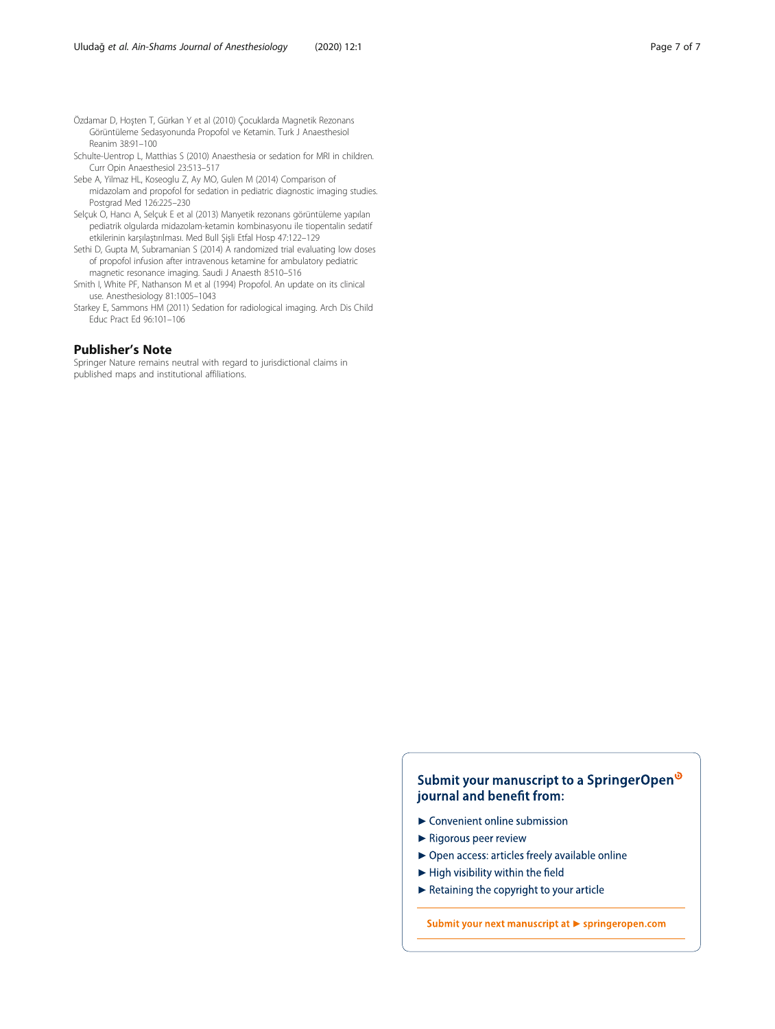Özdamar D, Hoşten T, Gürkan Y et al (2010) Çocuklarda Magnetik Rezonans Görüntüleme Sedasyonunda Propofol ve Ketamin. Turk J Anaesthesiol Reanim 38:91–100

Schulte-Uentrop L, Matthias S (2010) Anaesthesia or sedation for MRI in children. Curr Opin Anaesthesiol 23:513–517

Sebe A, Yilmaz HL, Koseoglu Z, Ay MO, Gulen M (2014) Comparison of midazolam and propofol for sedation in pediatric diagnostic imaging studies. Postgrad Med 126:225–230

Selçuk O, Hancı A, Selçuk E et al (2013) Manyetik rezonans görüntüleme yapılan pediatrik olgularda midazolam-ketamin kombinasyonu ile tiopentalin sedatif etkilerinin karşılaştırılması. Med Bull Şişli Etfal Hosp 47:122–129

Sethi D, Gupta M, Subramanian S (2014) A randomized trial evaluating low doses of propofol infusion after intravenous ketamine for ambulatory pediatric magnetic resonance imaging. Saudi J Anaesth 8:510–516

Smith I, White PF, Nathanson M et al (1994) Propofol. An update on its clinical use. Anesthesiology 81:1005–1043

Starkey E, Sammons HM (2011) Sedation for radiological imaging. Arch Dis Child Educ Pract Ed 96:101–106

## Publisher's Note

Springer Nature remains neutral with regard to jurisdictional claims in published maps and institutional affiliations.

**Submit your manuscript to a SpringerOpen journal and benefit from:**

- ► Convenient online submission
- ► Rigorous peer review
- ► Open access: articles freely available online
- ► High visibility within the field
- ► Retaining the copyright to your article

**Submit your next manuscript at ► springeropen.com**